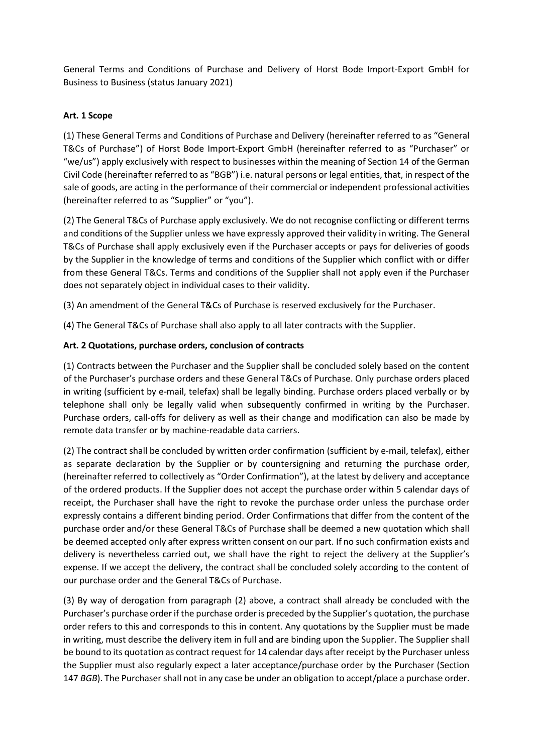General Terms and Conditions of Purchase and Delivery of Horst Bode Import-Export GmbH for Business to Business (status January 2021)

**Art. 1 Scope**

(1) These General Terms and Conditions of Purchase and Delivery (hereinafter referred to as "General T&Cs of Purchase") of Horst Bode Import-Export GmbH (hereinafter referred to as "Purchaser" or "we/us") apply exclusively with respect to businesses within the meaning of Section 14 of the German Civil Code (hereinafter referred to as "BGB") i.e. natural persons or legal entities, that, in respect of the sale of goods, are acting in the performance of their commercial or independent professional activities (hereinafter referred to as "Supplier" or "you").

(2) The General T&Cs of Purchase apply exclusively. We do not recognise conflicting or different terms and conditions of the Supplier unless we have expressly approved their validity in writing. The General T&Cs of Purchase shall apply exclusively even if the Purchaser accepts or pays for deliveries of goods by the Supplier in the knowledge of terms and conditions of the Supplier which conflict with or differ from these General T&Cs. Terms and conditions of the Supplier shall not apply even if the Purchaser does not separately object in individual cases to their validity.

(3) An amendment of the General T&Cs of Purchase is reserved exclusively for the Purchaser.

(4) The General T&Cs of Purchase shall also apply to all later contracts with the Supplier.

**Art. 2 Quotations, purchase orders, conclusion of contracts**

(1) Contracts between the Purchaser and the Supplier shall be concluded solely based on the content of the Purchaser's purchase orders and these General T&Cs of Purchase. Only purchase orders placed in writing (sufficient by e-mail, telefax) shall be legally binding. Purchase orders placed verbally or by telephone shall only be legally valid when subsequently confirmed in writing by the Purchaser. Purchase orders, call-offs for delivery as well as their change and modification can also be made by remote data transfer or by machine-readable data carriers.

(2) The contract shall be concluded by written order confirmation (sufficient by e-mail, telefax), either as separate declaration by the Supplier or by countersigning and returning the purchase order, (hereinafter referred to collectively as "Order Confirmation"), at the latest by delivery and acceptance of the ordered products. If the Supplier does not accept the purchase order within 5 calendar days of receipt, the Purchaser shall have the right to revoke the purchase order unless the purchase order expressly contains a different binding period. Order Confirmations that differ from the content of the purchase order and/or these General T&Cs of Purchase shall be deemed a new quotation which shall be deemed accepted only after express written consent on our part. If no such confirmation exists and delivery is nevertheless carried out, we shall have the right to reject the delivery at the Supplier's expense. If we accept the delivery, the contract shall be concluded solely according to the content of our purchase order and the General T&Cs of Purchase.

(3) By way of derogation from paragraph (2) above, a contract shall already be concluded with the Purchaser's purchase order if the purchase order is preceded by the Supplier's quotation, the purchase order refers to this and corresponds to this in content. Any quotations by the Supplier must be made in writing, must describe the delivery item in full and are binding upon the Supplier. The Supplier shall be bound to its quotation as contract request for 14 calendar days after receipt by the Purchaser unless the Supplier must also regularly expect a later acceptance/purchase order by the Purchaser (Section 147 *BGB*). The Purchaser shall not in any case be under an obligation to accept/place a purchase order.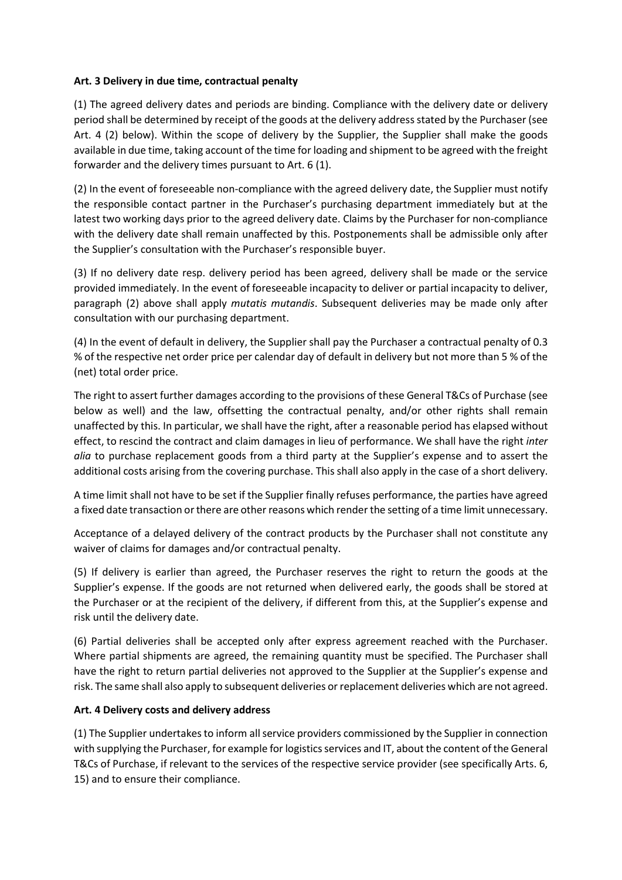**Art. 3 Delivery in due time, contractual penalty**

(1) The agreed delivery dates and periods are binding. Compliance with the delivery date or delivery period shall be determined by receipt of the goods at the delivery address stated by the Purchaser (see Art. 4 (2) below). Within the scope of delivery by the Supplier, the Supplier shall make the goods available in due time, taking account of the time for loading and shipment to be agreed with the freight forwarder and the delivery times pursuant to Art. 6 (1).

(2) In the event of foreseeable non-compliance with the agreed delivery date, the Supplier must notify the responsible contact partner in the Purchaser's purchasing department immediately but at the latest two working days prior to the agreed delivery date. Claims by the Purchaser for non-compliance with the delivery date shall remain unaffected by this. Postponements shall be admissible only after the Supplier's consultation with the Purchaser's responsible buyer.

(3) If no delivery date resp. delivery period has been agreed, delivery shall be made or the service provided immediately. In the event of foreseeable incapacity to deliver or partial incapacity to deliver, paragraph (2) above shall apply *mutatis mutandis*. Subsequent deliveries may be made only after consultation with our purchasing department.

(4) In the event of default in delivery, the Supplier shall pay the Purchaser a contractual penalty of 0.3 % of the respective net order price per calendar day of default in delivery but not more than 5 % of the (net) total order price.

The right to assert further damages according to the provisions of these General T&Cs of Purchase (see below as well) and the law, offsetting the contractual penalty, and/or other rights shall remain unaffected by this. In particular, we shall have the right, after a reasonable period has elapsed without effect, to rescind the contract and claim damages in lieu of performance. We shall have the right *inter alia* to purchase replacement goods from a third party at the Supplier's expense and to assert the additional costs arising from the covering purchase. This shall also apply in the case of a short delivery.

A time limit shall not have to be set if the Supplier finally refuses performance, the parties have agreed a fixed date transaction or there are other reasons which render the setting of a time limit unnecessary.

Acceptance of a delayed delivery of the contract products by the Purchaser shall not constitute any waiver of claims for damages and/or contractual penalty.

(5) If delivery is earlier than agreed, the Purchaser reserves the right to return the goods at the Supplier's expense. If the goods are not returned when delivered early, the goods shall be stored at the Purchaser or at the recipient of the delivery, if different from this, at the Supplier's expense and risk until the delivery date.

(6) Partial deliveries shall be accepted only after express agreement reached with the Purchaser. Where partial shipments are agreed, the remaining quantity must be specified. The Purchaser shall have the right to return partial deliveries not approved to the Supplier at the Supplier's expense and risk. The same shall also apply to subsequent deliveries or replacement deliveries which are not agreed.

**Art. 4 Delivery costs and delivery address**

(1) The Supplier undertakes to inform all service providers commissioned by the Supplier in connection with supplying the Purchaser, for example for logistics services and IT, about the content of the General T&Cs of Purchase, if relevant to the services of the respective service provider (see specifically Arts. 6, 15) and to ensure their compliance.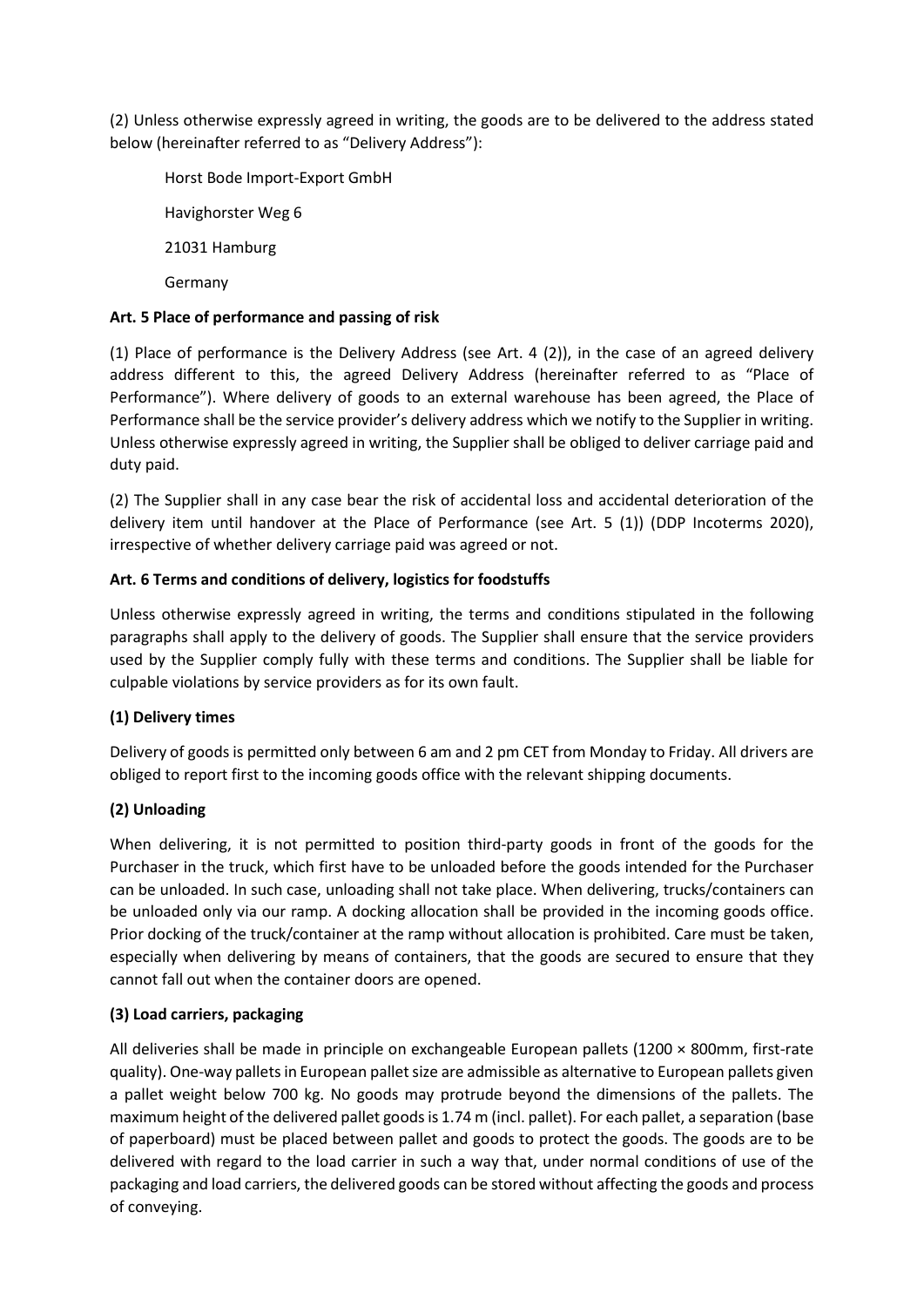(2) Unless otherwise expressly agreed in writing, the goods are to be delivered to the address stated below (hereinafter referred to as "Delivery Address"):

Horst Bode Import-Export GmbH

Havighorster Weg 6

21031 Hamburg

Germany

**Art. 5 Place of performance and passing of risk**

(1) Place of performance is the Delivery Address (see Art. 4 (2)), in the case of an agreed delivery address different to this, the agreed Delivery Address (hereinafter referred to as "Place of Performance"). Where delivery of goods to an external warehouse has been agreed, the Place of Performance shall be the service provider's delivery address which we notify to the Supplier in writing. Unless otherwise expressly agreed in writing, the Supplier shall be obliged to deliver carriage paid and duty paid.

(2) The Supplier shall in any case bear the risk of accidental loss and accidental deterioration of the delivery item until handover at the Place of Performance (see Art. 5 (1)) (DDP Incoterms 2020), irrespective of whether delivery carriage paid was agreed or not.

**Art. 6 Terms and conditions of delivery, logistics for foodstuffs**

Unless otherwise expressly agreed in writing, the terms and conditions stipulated in the following paragraphs shall apply to the delivery of goods. The Supplier shall ensure that the service providers used by the Supplier comply fully with these terms and conditions. The Supplier shall be liable for culpable violations by service providers as for its own fault.

**(1) Delivery times**

Delivery of goods is permitted only between 6 am and 2 pm CET from Monday to Friday. All drivers are obliged to report first to the incoming goods office with the relevant shipping documents.

**(2) Unloading**

When delivering, it is not permitted to position third-party goods in front of the goods for the Purchaser in the truck, which first have to be unloaded before the goods intended for the Purchaser can be unloaded. In such case, unloading shall not take place. When delivering, trucks/containers can be unloaded only via our ramp. A docking allocation shall be provided in the incoming goods office. Prior docking of the truck/container at the ramp without allocation is prohibited. Care must be taken, especially when delivering by means of containers, that the goods are secured to ensure that they cannot fall out when the container doors are opened.

**(3) Load carriers, packaging**

All deliveries shall be made in principle on exchangeable European pallets (1200 × 800mm, first-rate quality). One-way pallets in European pallet size are admissible as alternative to European pallets given a pallet weight below 700 kg. No goods may protrude beyond the dimensions of the pallets. The maximum height of the delivered pallet goods is 1.74 m (incl. pallet). For each pallet, a separation (base of paperboard) must be placed between pallet and goods to protect the goods. The goods are to be delivered with regard to the load carrier in such a way that, under normal conditions of use of the packaging and load carriers, the delivered goods can be stored without affecting the goods and process of conveying.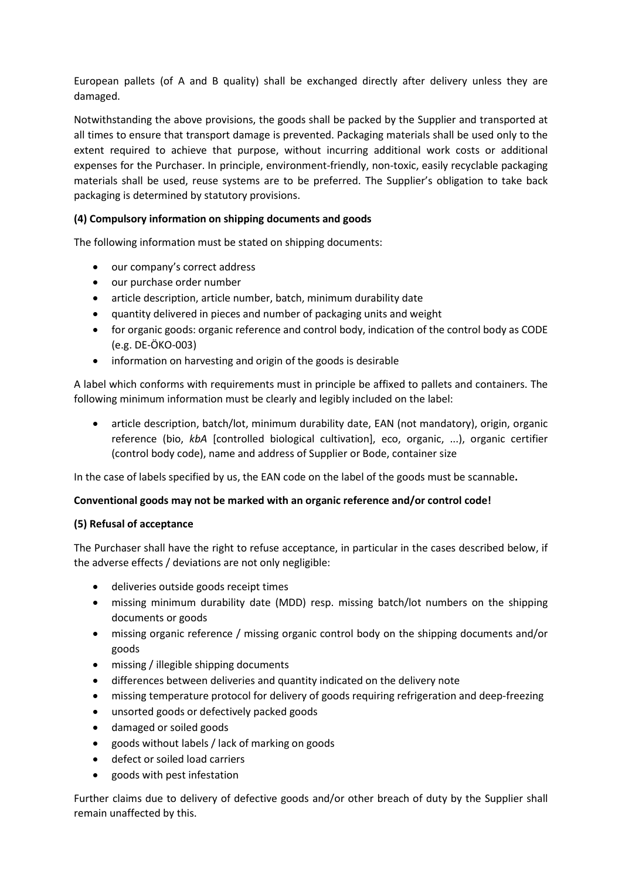European pallets (of A and B quality) shall be exchanged directly after delivery unless they are damaged.

Notwithstanding the above provisions, the goods shall be packed by the Supplier and transported at all times to ensure that transport damage is prevented. Packaging materials shall be used only to the extent required to achieve that purpose, without incurring additional work costs or additional expenses for the Purchaser. In principle, environment-friendly, non-toxic, easily recyclable packaging materials shall be used, reuse systems are to be preferred. The Supplier's obligation to take back packaging is determined by statutory provisions.

**(4) Compulsory information on shipping documents and goods**

The following information must be stated on shipping documents:

- our company's correct address
- our purchase order number
- article description, article number, batch, minimum durability date
- quantity delivered in pieces and number of packaging units and weight
- for organic goods: organic reference and control body, indication of the control body as CODE (e.g. DE-ÖKO-003)
- information on harvesting and origin of the goods is desirable

A label which conforms with requirements must in principle be affixed to pallets and containers. The following minimum information must be clearly and legibly included on the label:

- article description, batch/lot, minimum durability date, EAN (not mandatory), origin, organic reference (bio, *kbA* [controlled biological cultivation], eco, organic, ...), organic certifier (control body code), name and address of Supplier or Bode, container size

In the case of labels specified by us, the EAN code on the label of the goods must be scannable**.**

**Conventional goods may not be marked with an organic reference and/or control code!**

**(5) Refusal of acceptance**

The Purchaser shall have the right to refuse acceptance, in particular in the cases described below, if the adverse effects / deviations are not only negligible:

- deliveries outside goods receipt times
- missing minimum durability date (MDD) resp. missing batch/lot numbers on the shipping documents or goods
- missing organic reference / missing organic control body on the shipping documents and/or goods
- missing / illegible shipping documents
- differences between deliveries and quantity indicated on the delivery note
- missing temperature protocol for delivery of goods requiring refrigeration and deep-freezing
- unsorted goods or defectively packed goods
- damaged or soiled goods
- goods without labels / lack of marking on goods
- defect or soiled load carriers
- goods with pest infestation

Further claims due to delivery of defective goods and/or other breach of duty by the Supplier shall remain unaffected by this.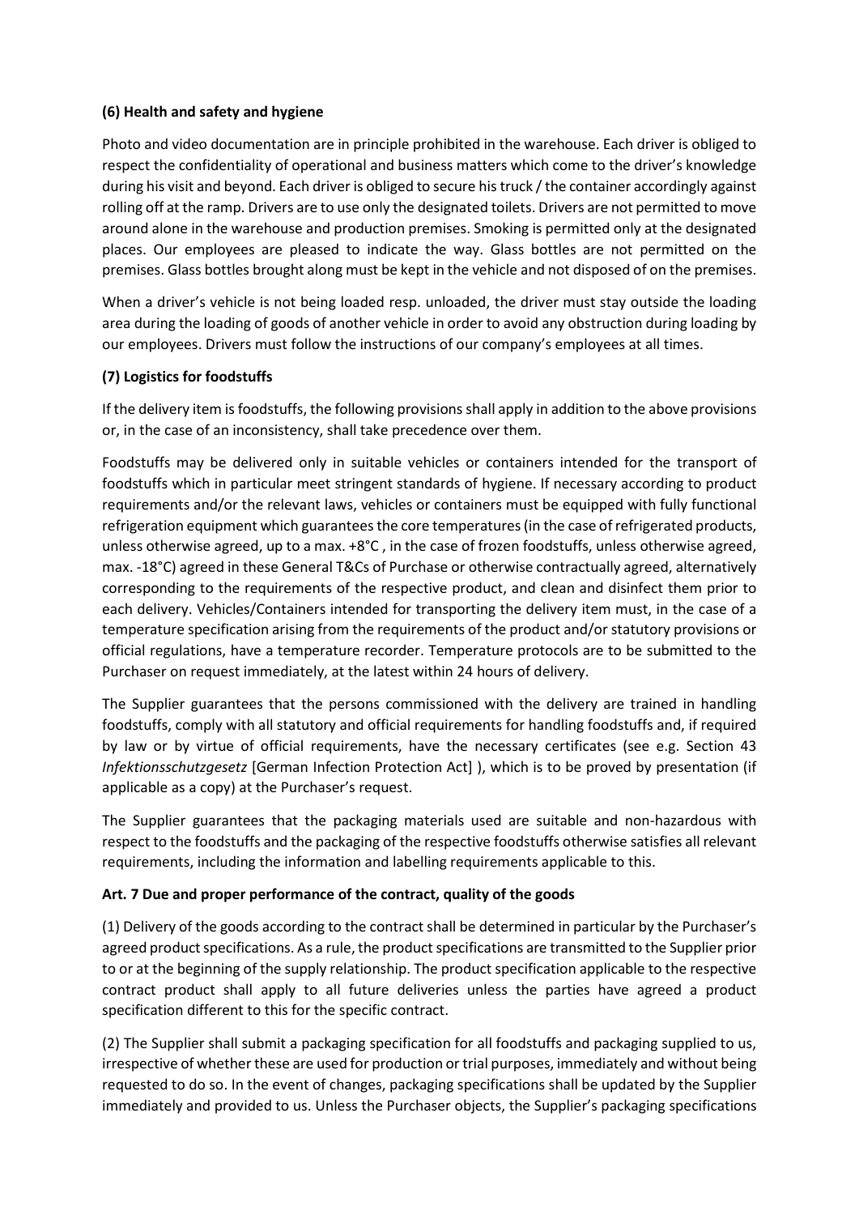**(6) Health and safety and hygiene**

Photo and video documentation are in principle prohibited in the warehouse. Each driver is obliged to respect the confidentiality of operational and business matters which come to the driver's knowledge during his visit and beyond. Each driver is obliged to secure his truck / the container accordingly against rolling off at the ramp. Drivers are to use only the designated toilets. Drivers are not permitted to move around alone in the warehouse and production premises. Smoking is permitted only at the designated places. Our employees are pleased to indicate the way. Glass bottles are not permitted on the premises. Glass bottles brought along must be kept in the vehicle and not disposed of on the premises.

When a driver's vehicle is not being loaded resp. unloaded, the driver must stay outside the loading area during the loading of goods of another vehicle in order to avoid any obstruction during loading by our employees. Drivers must follow the instructions of our company's employees at all times.

**(7) Logistics for foodstuffs**

If the delivery item is foodstuffs, the following provisions shall apply in addition to the above provisions or, in the case of an inconsistency, shall take precedence over them.

Foodstuffs may be delivered only in suitable vehicles or containers intended for the transport of foodstuffs which in particular meet stringent standards of hygiene. If necessary according to product requirements and/or the relevant laws, vehicles or containers must be equipped with fully functional refrigeration equipment which guarantees the core temperatures (in the case of refrigerated products, unless otherwise agreed, up to a max. +8°C , in the case of frozen foodstuffs, unless otherwise agreed, max. -18°C) agreed in these General T&Cs of Purchase or otherwise contractually agreed, alternatively corresponding to the requirements of the respective product, and clean and disinfect them prior to each delivery. Vehicles/Containers intended for transporting the delivery item must, in the case of a temperature specification arising from the requirements of the product and/or statutory provisions or official regulations, have a temperature recorder. Temperature protocols are to be submitted to the Purchaser on request immediately, at the latest within 24 hours of delivery.

The Supplier guarantees that the persons commissioned with the delivery are trained in handling foodstuffs, comply with all statutory and official requirements for handling foodstuffs and, if required by law or by virtue of official requirements, have the necessary certificates (see e.g. Section 43 *Infektionsschutzgesetz* [German Infection Protection Act] ), which is to be proved by presentation (if applicable as a copy) at the Purchaser's request.

The Supplier guarantees that the packaging materials used are suitable and non-hazardous with respect to the foodstuffs and the packaging of the respective foodstuffs otherwise satisfies all relevant requirements, including the information and labelling requirements applicable to this.

**Art. 7 Due and proper performance of the contract, quality of the goods**

(1) Delivery of the goods according to the contract shall be determined in particular by the Purchaser's agreed product specifications. As a rule, the product specifications are transmitted to the Supplier prior to or at the beginning of the supply relationship. The product specification applicable to the respective contract product shall apply to all future deliveries unless the parties have agreed a product specification different to this for the specific contract.

(2) The Supplier shall submit a packaging specification for all foodstuffs and packaging supplied to us, irrespective of whether these are used for production or trial purposes, immediately and without being requested to do so. In the event of changes, packaging specifications shall be updated by the Supplier immediately and provided to us. Unless the Purchaser objects, the Supplier's packaging specifications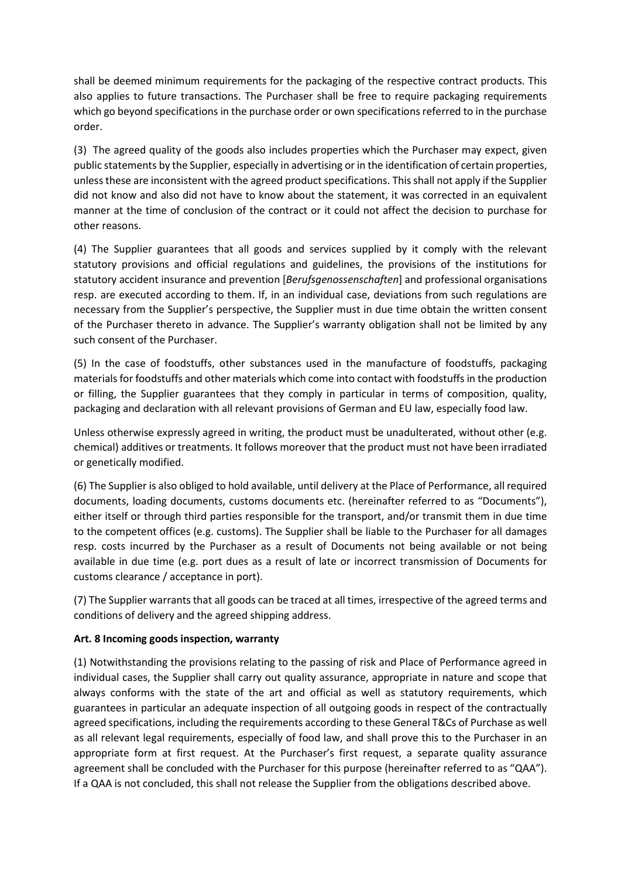shall be deemed minimum requirements for the packaging of the respective contract products. This also applies to future transactions. The Purchaser shall be free to require packaging requirements which go beyond specifications in the purchase order or own specifications referred to in the purchase order.

(3) The agreed quality of the goods also includes properties which the Purchaser may expect, given public statements by the Supplier, especially in advertising or in the identification of certain properties, unless these are inconsistent with the agreed product specifications. This shall not apply if the Supplier did not know and also did not have to know about the statement, it was corrected in an equivalent manner at the time of conclusion of the contract or it could not affect the decision to purchase for other reasons.

(4) The Supplier guarantees that all goods and services supplied by it comply with the relevant statutory provisions and official regulations and guidelines, the provisions of the institutions for statutory accident insurance and prevention [*Berufsgenossenschaften*] and professional organisations resp. are executed according to them. If, in an individual case, deviations from such regulations are necessary from the Supplier's perspective, the Supplier must in due time obtain the written consent of the Purchaser thereto in advance. The Supplier's warranty obligation shall not be limited by any such consent of the Purchaser.

(5) In the case of foodstuffs, other substances used in the manufacture of foodstuffs, packaging materials for foodstuffs and other materials which come into contact with foodstuffs in the production or filling, the Supplier guarantees that they comply in particular in terms of composition, quality, packaging and declaration with all relevant provisions of German and EU law, especially food law.

Unless otherwise expressly agreed in writing, the product must be unadulterated, without other (e.g. chemical) additives or treatments. It follows moreover that the product must not have been irradiated or genetically modified.

(6) The Supplier is also obliged to hold available, until delivery at the Place of Performance, all required documents, loading documents, customs documents etc. (hereinafter referred to as "Documents"), either itself or through third parties responsible for the transport, and/or transmit them in due time to the competent offices (e.g. customs). The Supplier shall be liable to the Purchaser for all damages resp. costs incurred by the Purchaser as a result of Documents not being available or not being available in due time (e.g. port dues as a result of late or incorrect transmission of Documents for customs clearance / acceptance in port).

(7) The Supplier warrants that all goods can be traced at all times, irrespective of the agreed terms and conditions of delivery and the agreed shipping address.

**Art. 8 Incoming goods inspection, warranty**

(1) Notwithstanding the provisions relating to the passing of risk and Place of Performance agreed in individual cases, the Supplier shall carry out quality assurance, appropriate in nature and scope that always conforms with the state of the art and official as well as statutory requirements, which guarantees in particular an adequate inspection of all outgoing goods in respect of the contractually agreed specifications, including the requirements according to these General T&Cs of Purchase as well as all relevant legal requirements, especially of food law, and shall prove this to the Purchaser in an appropriate form at first request. At the Purchaser's first request, a separate quality assurance agreement shall be concluded with the Purchaser for this purpose (hereinafter referred to as "QAA"). If a QAA is not concluded, this shall not release the Supplier from the obligations described above.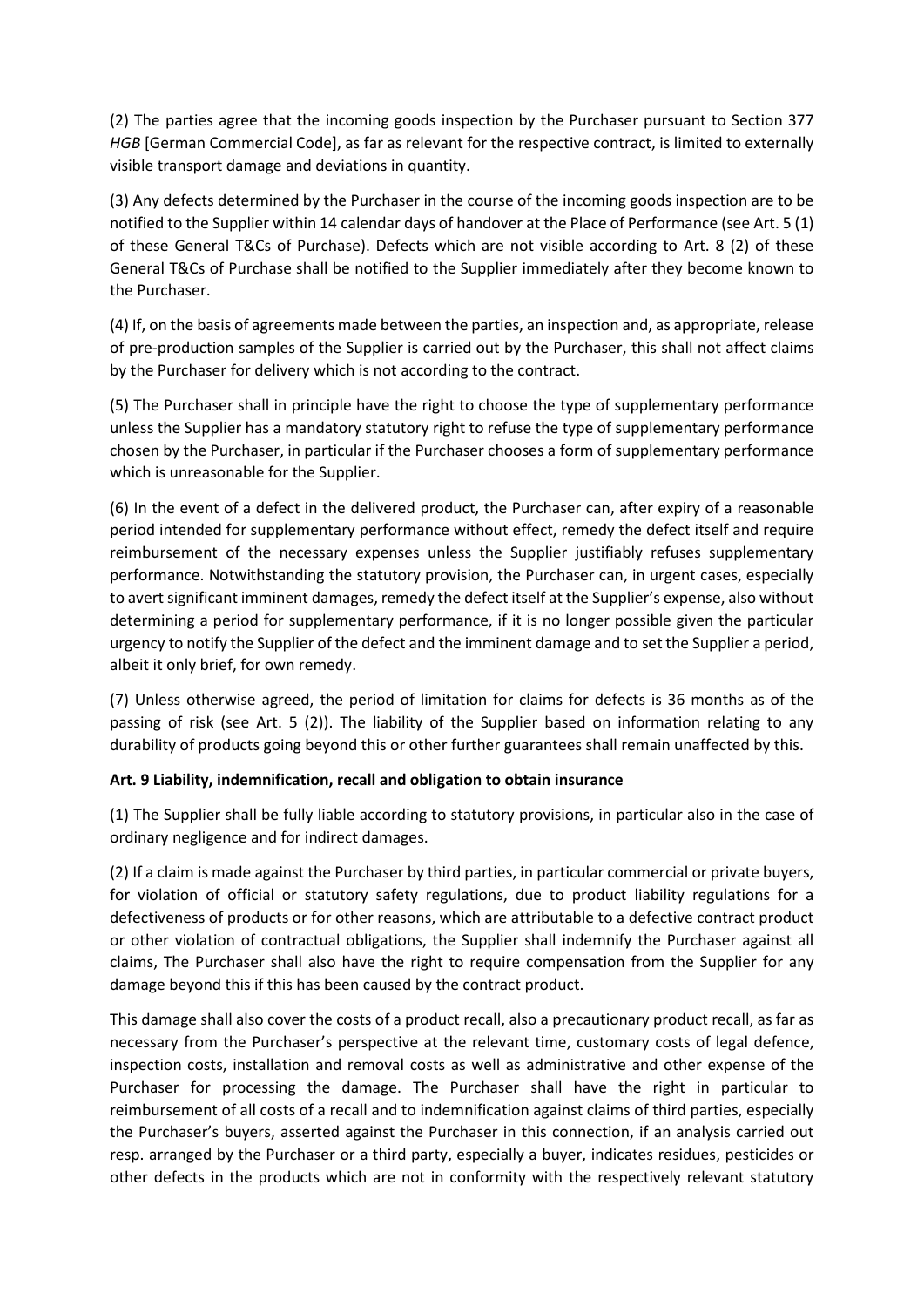(2) The parties agree that the incoming goods inspection by the Purchaser pursuant to Section 377 *HGB* [German Commercial Code], as far as relevant for the respective contract, is limited to externally visible transport damage and deviations in quantity.

(3) Any defects determined by the Purchaser in the course of the incoming goods inspection are to be notified to the Supplier within 14 calendar days of handover at the Place of Performance (see Art. 5 (1) of these General T&Cs of Purchase). Defects which are not visible according to Art. 8 (2) of these General T&Cs of Purchase shall be notified to the Supplier immediately after they become known to the Purchaser.

(4) If, on the basis of agreements made between the parties, an inspection and, as appropriate, release of pre-production samples of the Supplier is carried out by the Purchaser, this shall not affect claims by the Purchaser for delivery which is not according to the contract.

(5) The Purchaser shall in principle have the right to choose the type of supplementary performance unless the Supplier has a mandatory statutory right to refuse the type of supplementary performance chosen by the Purchaser, in particular if the Purchaser chooses a form of supplementary performance which is unreasonable for the Supplier.

(6) In the event of a defect in the delivered product, the Purchaser can, after expiry of a reasonable period intended for supplementary performance without effect, remedy the defect itself and require reimbursement of the necessary expenses unless the Supplier justifiably refuses supplementary performance. Notwithstanding the statutory provision, the Purchaser can, in urgent cases, especially to avert significant imminent damages, remedy the defect itself at the Supplier's expense, also without determining a period for supplementary performance, if it is no longer possible given the particular urgency to notify the Supplier of the defect and the imminent damage and to set the Supplier a period, albeit it only brief, for own remedy.

(7) Unless otherwise agreed, the period of limitation for claims for defects is 36 months as of the passing of risk (see Art. 5 (2)). The liability of the Supplier based on information relating to any durability of products going beyond this or other further guarantees shall remain unaffected by this.

**Art. 9 Liability, indemnification, recall and obligation to obtain insurance**

(1) The Supplier shall be fully liable according to statutory provisions, in particular also in the case of ordinary negligence and for indirect damages.

(2) If a claim is made against the Purchaser by third parties, in particular commercial or private buyers, for violation of official or statutory safety regulations, due to product liability regulations for a defectiveness of products or for other reasons, which are attributable to a defective contract product or other violation of contractual obligations, the Supplier shall indemnify the Purchaser against all claims, The Purchaser shall also have the right to require compensation from the Supplier for any damage beyond this if this has been caused by the contract product.

This damage shall also cover the costs of a product recall, also a precautionary product recall, as far as necessary from the Purchaser's perspective at the relevant time, customary costs of legal defence, inspection costs, installation and removal costs as well as administrative and other expense of the Purchaser for processing the damage. The Purchaser shall have the right in particular to reimbursement of all costs of a recall and to indemnification against claims of third parties, especially the Purchaser's buyers, asserted against the Purchaser in this connection, if an analysis carried out resp. arranged by the Purchaser or a third party, especially a buyer, indicates residues, pesticides or other defects in the products which are not in conformity with the respectively relevant statutory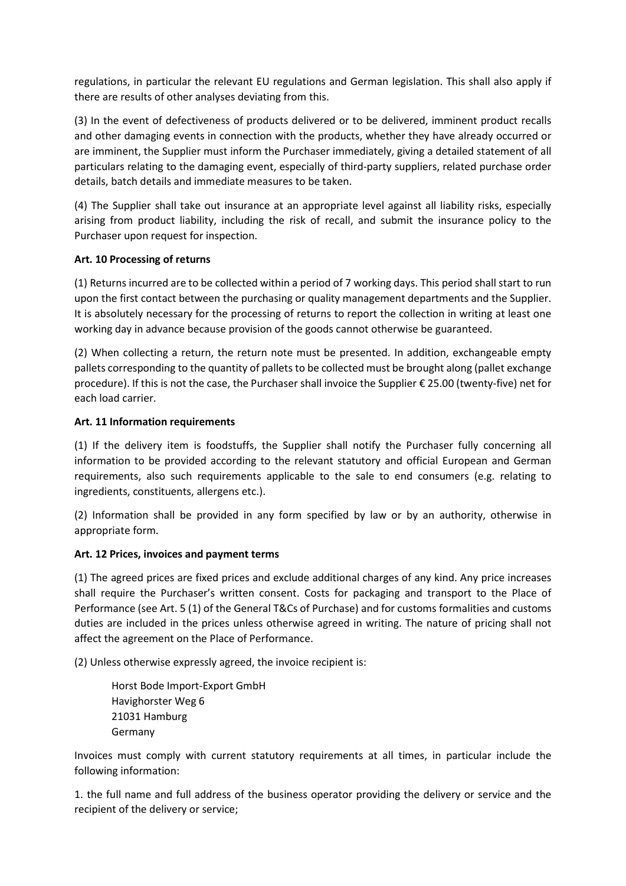regulations, in particular the relevant EU regulations and German legislation. This shall also apply if there are results of other analyses deviating from this.

(3) In the event of defectiveness of products delivered or to be delivered, imminent product recalls and other damaging events in connection with the products, whether they have already occurred or are imminent, the Supplier must inform the Purchaser immediately, giving a detailed statement of all particulars relating to the damaging event, especially of third-party suppliers, related purchase order details, batch details and immediate measures to be taken.

(4) The Supplier shall take out insurance at an appropriate level against all liability risks, especially arising from product liability, including the risk of recall, and submit the insurance policy to the Purchaser upon request for inspection.

**Art. 10 Processing of returns**

(1) Returns incurred are to be collected within a period of 7 working days. This period shall start to run upon the first contact between the purchasing or quality management departments and the Supplier. It is absolutely necessary for the processing of returns to report the collection in writing at least one working day in advance because provision of the goods cannot otherwise be guaranteed.

(2) When collecting a return, the return note must be presented. In addition, exchangeable empty pallets corresponding to the quantity of pallets to be collected must be brought along (pallet exchange procedure). If this is not the case, the Purchaser shall invoice the Supplier € 25.00 (twenty-five) net for each load carrier.

**Art. 11 Information requirements**

(1) If the delivery item is foodstuffs, the Supplier shall notify the Purchaser fully concerning all information to be provided according to the relevant statutory and official European and German requirements, also such requirements applicable to the sale to end consumers (e.g. relating to ingredients, constituents, allergens etc.).

(2) Information shall be provided in any form specified by law or by an authority, otherwise in appropriate form.

**Art. 12 Prices, invoices and payment terms**

(1) The agreed prices are fixed prices and exclude additional charges of any kind. Any price increases shall require the Purchaser's written consent. Costs for packaging and transport to the Place of Performance (see Art. 5 (1) of the General T&Cs of Purchase) and for customs formalities and customs duties are included in the prices unless otherwise agreed in writing. The nature of pricing shall not affect the agreement on the Place of Performance.

(2) Unless otherwise expressly agreed, the invoice recipient is:

Horst Bode Import-Export GmbH
Havighorster Weg 6
21031 Hamburg
Germany

Invoices must comply with current statutory requirements at all times, in particular include the following information:

1. the full name and full address of the business operator providing the delivery or service and the recipient of the delivery or service;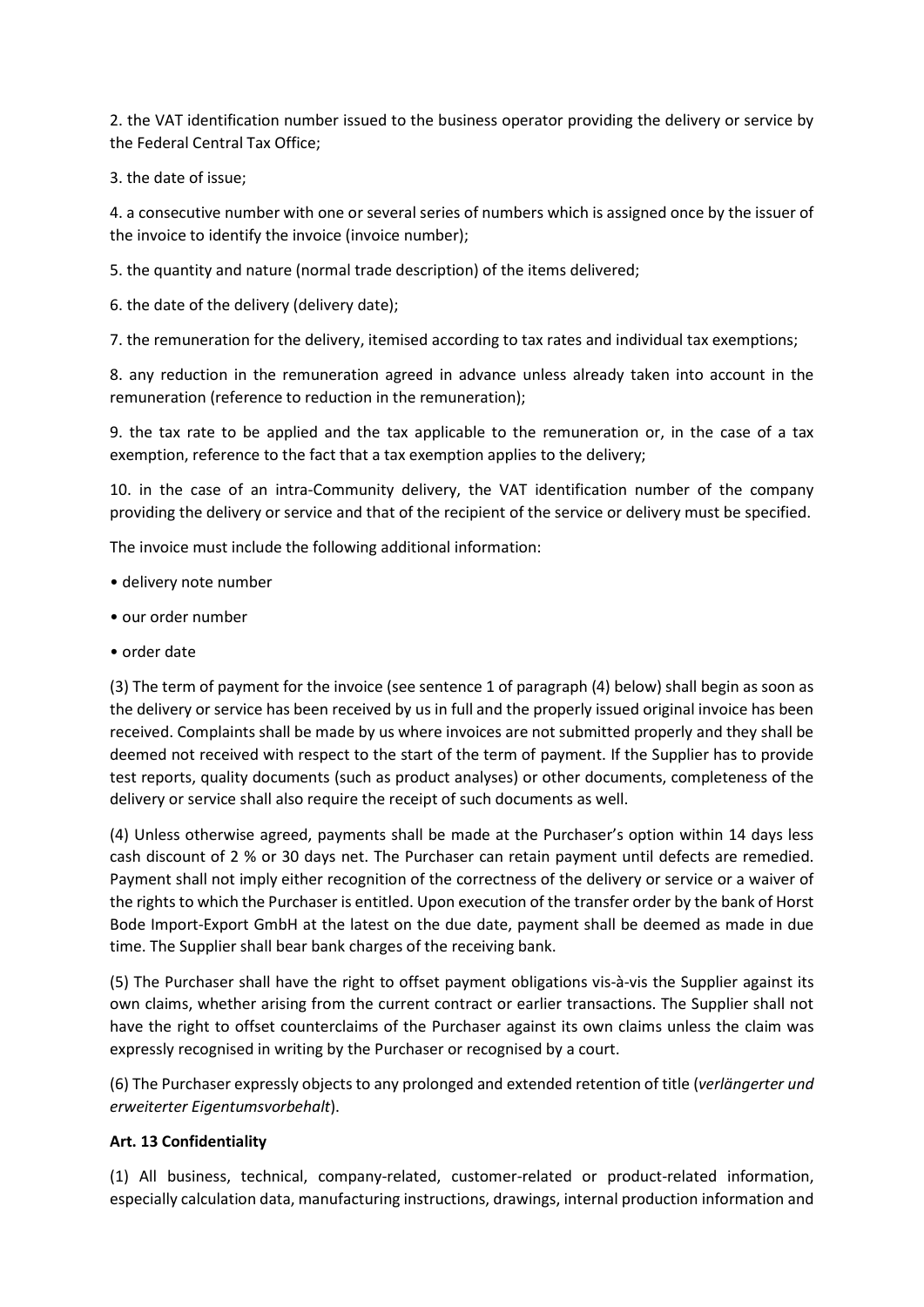2. the VAT identification number issued to the business operator providing the delivery or service by the Federal Central Tax Office;

3. the date of issue;

4. a consecutive number with one or several series of numbers which is assigned once by the issuer of the invoice to identify the invoice (invoice number);

5. the quantity and nature (normal trade description) of the items delivered;

6. the date of the delivery (delivery date);

7. the remuneration for the delivery, itemised according to tax rates and individual tax exemptions;

8. any reduction in the remuneration agreed in advance unless already taken into account in the remuneration (reference to reduction in the remuneration);

9. the tax rate to be applied and the tax applicable to the remuneration or, in the case of a tax exemption, reference to the fact that a tax exemption applies to the delivery;

10. in the case of an intra-Community delivery, the VAT identification number of the company providing the delivery or service and that of the recipient of the service or delivery must be specified.

The invoice must include the following additional information:

- delivery note number
- our order number
- order date

(3) The term of payment for the invoice (see sentence 1 of paragraph (4) below) shall begin as soon as the delivery or service has been received by us in full and the properly issued original invoice has been received. Complaints shall be made by us where invoices are not submitted properly and they shall be deemed not received with respect to the start of the term of payment. If the Supplier has to provide test reports, quality documents (such as product analyses) or other documents, completeness of the delivery or service shall also require the receipt of such documents as well.

(4) Unless otherwise agreed, payments shall be made at the Purchaser's option within 14 days less cash discount of 2 % or 30 days net. The Purchaser can retain payment until defects are remedied. Payment shall not imply either recognition of the correctness of the delivery or service or a waiver of the rights to which the Purchaser is entitled. Upon execution of the transfer order by the bank of Horst Bode Import-Export GmbH at the latest on the due date, payment shall be deemed as made in due time. The Supplier shall bear bank charges of the receiving bank.

(5) The Purchaser shall have the right to offset payment obligations vis-à-vis the Supplier against its own claims, whether arising from the current contract or earlier transactions. The Supplier shall not have the right to offset counterclaims of the Purchaser against its own claims unless the claim was expressly recognised in writing by the Purchaser or recognised by a court.

(6) The Purchaser expressly objects to any prolonged and extended retention of title (*verlängerter und erweiterter Eigentumsvorbehalt*).

**Art. 13 Confidentiality**

(1) All business, technical, company-related, customer-related or product-related information, especially calculation data, manufacturing instructions, drawings, internal production information and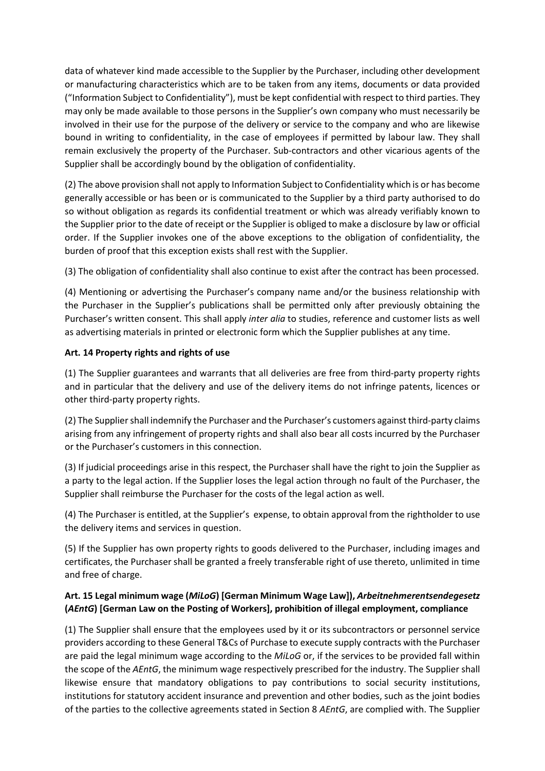data of whatever kind made accessible to the Supplier by the Purchaser, including other development or manufacturing characteristics which are to be taken from any items, documents or data provided ("Information Subject to Confidentiality"), must be kept confidential with respect to third parties. They may only be made available to those persons in the Supplier's own company who must necessarily be involved in their use for the purpose of the delivery or service to the company and who are likewise bound in writing to confidentiality, in the case of employees if permitted by labour law. They shall remain exclusively the property of the Purchaser. Sub-contractors and other vicarious agents of the Supplier shall be accordingly bound by the obligation of confidentiality.

(2) The above provision shall not apply to Information Subject to Confidentiality which is or has become generally accessible or has been or is communicated to the Supplier by a third party authorised to do so without obligation as regards its confidential treatment or which was already verifiably known to the Supplier prior to the date of receipt or the Supplier is obliged to make a disclosure by law or official order. If the Supplier invokes one of the above exceptions to the obligation of confidentiality, the burden of proof that this exception exists shall rest with the Supplier.

(3) The obligation of confidentiality shall also continue to exist after the contract has been processed.

(4) Mentioning or advertising the Purchaser's company name and/or the business relationship with the Purchaser in the Supplier's publications shall be permitted only after previously obtaining the Purchaser's written consent. This shall apply *inter alia* to studies, reference and customer lists as well as advertising materials in printed or electronic form which the Supplier publishes at any time.

**Art. 14 Property rights and rights of use**

(1) The Supplier guarantees and warrants that all deliveries are free from third-party property rights and in particular that the delivery and use of the delivery items do not infringe patents, licences or other third-party property rights.

(2) The Supplier shall indemnify the Purchaser and the Purchaser's customers against third-party claims arising from any infringement of property rights and shall also bear all costs incurred by the Purchaser or the Purchaser's customers in this connection.

(3) If judicial proceedings arise in this respect, the Purchaser shall have the right to join the Supplier as a party to the legal action. If the Supplier loses the legal action through no fault of the Purchaser, the Supplier shall reimburse the Purchaser for the costs of the legal action as well.

(4) The Purchaser is entitled, at the Supplier's expense, to obtain approval from the rightholder to use the delivery items and services in question.

(5) If the Supplier has own property rights to goods delivered to the Purchaser, including images and certificates, the Purchaser shall be granted a freely transferable right of use thereto, unlimited in time and free of charge.

**Art. 15 Legal minimum wage (*MiLoG*) [German Minimum Wage Law]), *Arbeitnehmerentsendegesetz* (*AEntG*) [German Law on the Posting of Workers], prohibition of illegal employment, compliance**

(1) The Supplier shall ensure that the employees used by it or its subcontractors or personnel service providers according to these General T&Cs of Purchase to execute supply contracts with the Purchaser are paid the legal minimum wage according to the *MiLoG* or, if the services to be provided fall within the scope of the *AEntG*, the minimum wage respectively prescribed for the industry. The Supplier shall likewise ensure that mandatory obligations to pay contributions to social security institutions, institutions for statutory accident insurance and prevention and other bodies, such as the joint bodies of the parties to the collective agreements stated in Section 8 *AEntG*, are complied with. The Supplier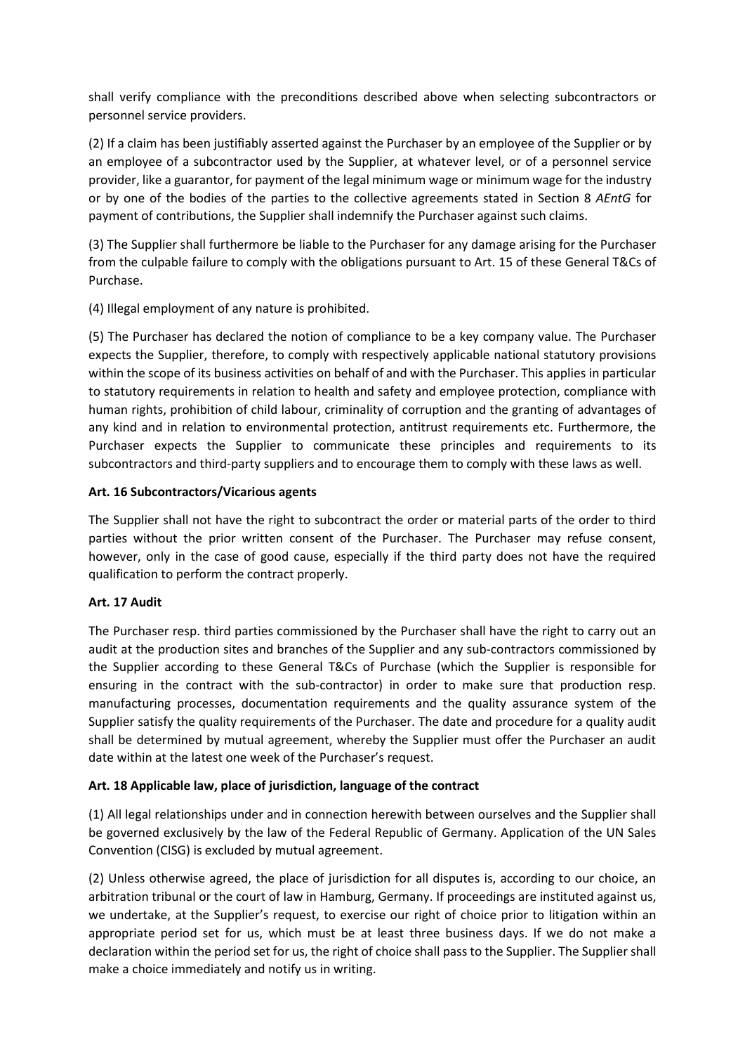shall verify compliance with the preconditions described above when selecting subcontractors or personnel service providers.

(2) If a claim has been justifiably asserted against the Purchaser by an employee of the Supplier or by an employee of a subcontractor used by the Supplier, at whatever level, or of a personnel service provider, like a guarantor, for payment of the legal minimum wage or minimum wage for the industry or by one of the bodies of the parties to the collective agreements stated in Section 8 *AEntG* for payment of contributions, the Supplier shall indemnify the Purchaser against such claims.

(3) The Supplier shall furthermore be liable to the Purchaser for any damage arising for the Purchaser from the culpable failure to comply with the obligations pursuant to Art. 15 of these General T&Cs of Purchase.

(4) Illegal employment of any nature is prohibited.

(5) The Purchaser has declared the notion of compliance to be a key company value. The Purchaser expects the Supplier, therefore, to comply with respectively applicable national statutory provisions within the scope of its business activities on behalf of and with the Purchaser. This applies in particular to statutory requirements in relation to health and safety and employee protection, compliance with human rights, prohibition of child labour, criminality of corruption and the granting of advantages of any kind and in relation to environmental protection, antitrust requirements etc. Furthermore, the Purchaser expects the Supplier to communicate these principles and requirements to its subcontractors and third-party suppliers and to encourage them to comply with these laws as well.

**Art. 16 Subcontractors/Vicarious agents**

The Supplier shall not have the right to subcontract the order or material parts of the order to third parties without the prior written consent of the Purchaser. The Purchaser may refuse consent, however, only in the case of good cause, especially if the third party does not have the required qualification to perform the contract properly.

**Art. 17 Audit**

The Purchaser resp. third parties commissioned by the Purchaser shall have the right to carry out an audit at the production sites and branches of the Supplier and any sub-contractors commissioned by the Supplier according to these General T&Cs of Purchase (which the Supplier is responsible for ensuring in the contract with the sub-contractor) in order to make sure that production resp. manufacturing processes, documentation requirements and the quality assurance system of the Supplier satisfy the quality requirements of the Purchaser. The date and procedure for a quality audit shall be determined by mutual agreement, whereby the Supplier must offer the Purchaser an audit date within at the latest one week of the Purchaser's request.

**Art. 18 Applicable law, place of jurisdiction, language of the contract**

(1) All legal relationships under and in connection herewith between ourselves and the Supplier shall be governed exclusively by the law of the Federal Republic of Germany. Application of the UN Sales Convention (CISG) is excluded by mutual agreement.

(2) Unless otherwise agreed, the place of jurisdiction for all disputes is, according to our choice, an arbitration tribunal or the court of law in Hamburg, Germany. If proceedings are instituted against us, we undertake, at the Supplier's request, to exercise our right of choice prior to litigation within an appropriate period set for us, which must be at least three business days. If we do not make a declaration within the period set for us, the right of choice shall pass to the Supplier. The Supplier shall make a choice immediately and notify us in writing.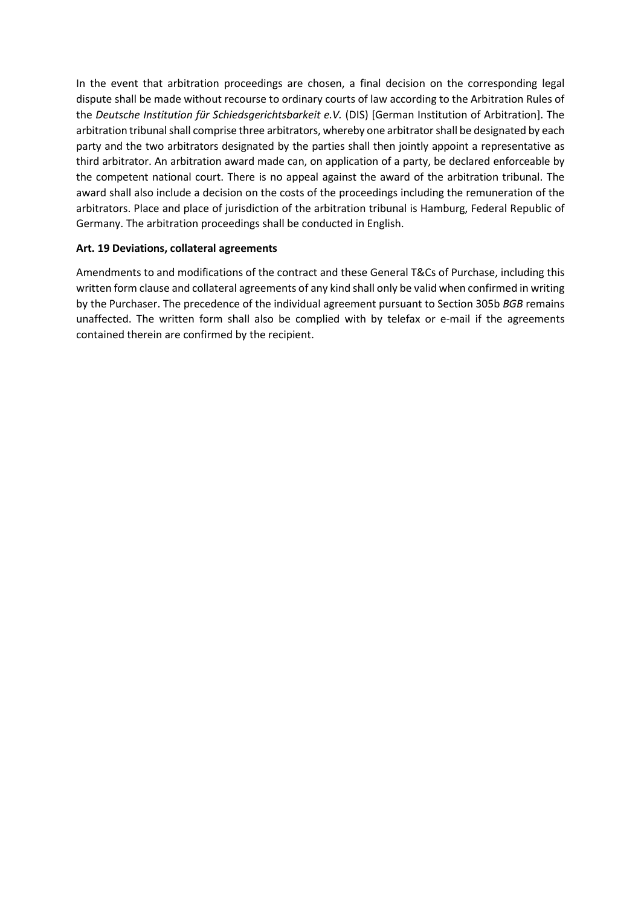In the event that arbitration proceedings are chosen, a final decision on the corresponding legal dispute shall be made without recourse to ordinary courts of law according to the Arbitration Rules of the *Deutsche Institution für Schiedsgerichtsbarkeit e.V.* (DIS) [German Institution of Arbitration]. The arbitration tribunal shall comprise three arbitrators, whereby one arbitrator shall be designated by each party and the two arbitrators designated by the parties shall then jointly appoint a representative as third arbitrator. An arbitration award made can, on application of a party, be declared enforceable by the competent national court. There is no appeal against the award of the arbitration tribunal. The award shall also include a decision on the costs of the proceedings including the remuneration of the arbitrators. Place and place of jurisdiction of the arbitration tribunal is Hamburg, Federal Republic of Germany. The arbitration proceedings shall be conducted in English.

**Art. 19 Deviations, collateral agreements**

Amendments to and modifications of the contract and these General T&Cs of Purchase, including this written form clause and collateral agreements of any kind shall only be valid when confirmed in writing by the Purchaser. The precedence of the individual agreement pursuant to Section 305b *BGB* remains unaffected. The written form shall also be complied with by telefax or e-mail if the agreements contained therein are confirmed by the recipient.